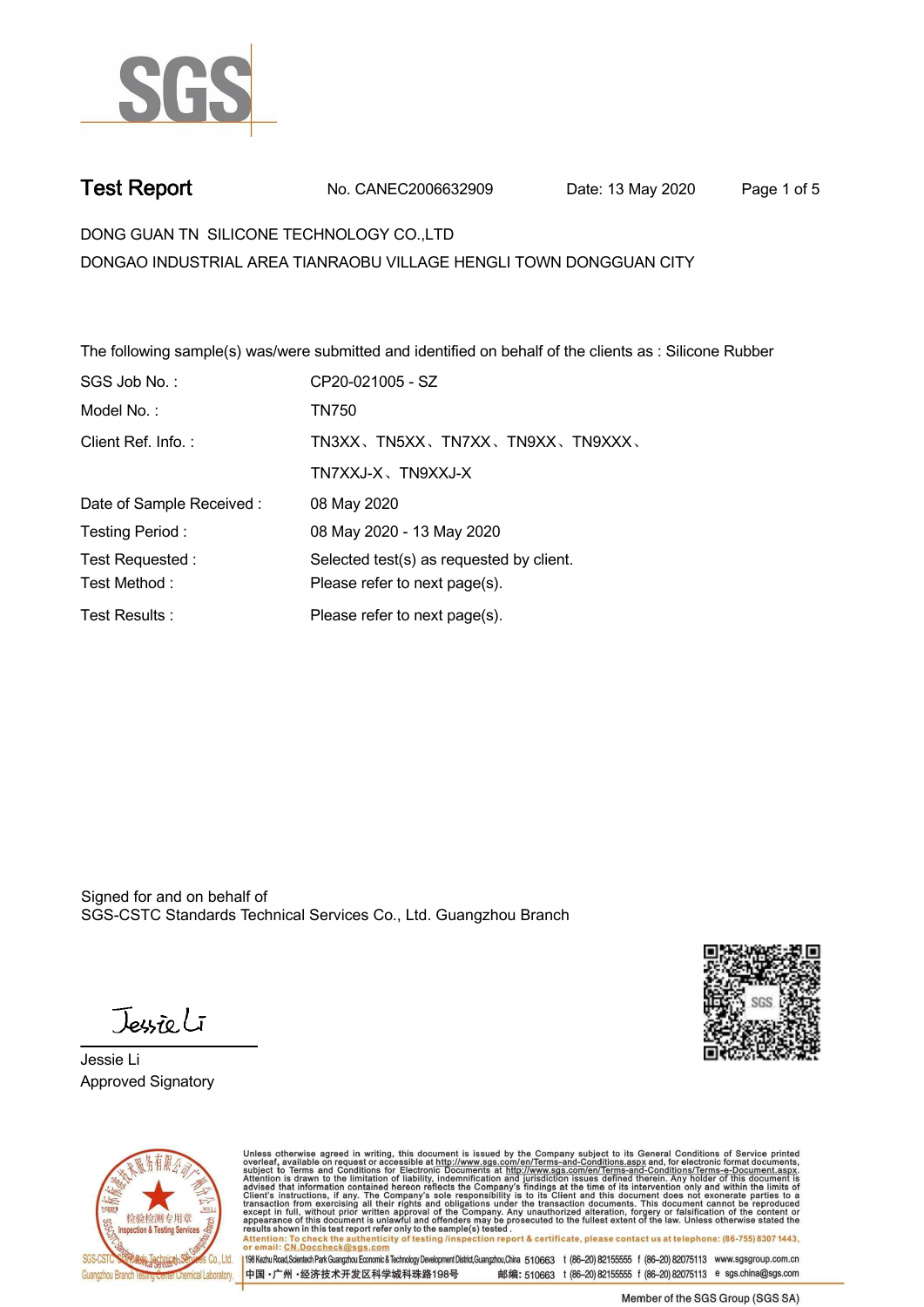# Test Report

No. CANEC2006632909 Date: 13 May 2020

DONG GUAN TN SILICONE TECHNOLOGY CO.,LTD
DONGAO INDUSTRIAL AREA TIANRAOBU VILLAGE HENGLI TOWN DONGGUAN CITY

The following sample(s) was/were submitted and identified on behalf of the clients as : Silicone Rubber

| | |
|---|---|
| SGS Job No. : | CP20-021005 - SZ |
| Model No. : | TN750 |
| Client Ref. Info. : | TN3XX、TN5XX、TN7XX、TN9XX、TN9XXX、TN7XXJ-X、TN9XXJ-X |
| Date of Sample Received : | 08 May 2020 |
| Testing Period : | 08 May 2020 - 13 May 2020 |
| Test Requested : | Selected test(s) as requested by client. |
| Test Method : | Please refer to next page(s). |
| Test Results : | Please refer to next page(s). |

Signed for and on behalf of
SGS-CSTC Standards Technical Services Co., Ltd. Guangzhou Branch

Jessie Li
Approved Signatory

Unless otherwise agreed in writing, this document is issued by the Company subject to its General Conditions of Service printed overleaf, available on request or accessible at http://www.sgs.com/en/Terms-and-Conditions.aspx and, for electronic format documents, subject to Terms and Conditions for Electronic Documents at http://www.sgs.com/en/Terms-and-Conditions/Terms-e-Document.aspx. Attention is drawn to the limitation of liability, indemnification and jurisdiction issues defined therein. Any holder of this document is advised that information contained hereon reflects the Company's findings at the time of its intervention only and within the limits of Client's instructions, if any. The Company's sole responsibility is to its Client and this document does not exonerate parties to a transaction from exercising all their rights and obligations under the transaction documents. This document cannot be reproduced except in full, without prior written approval of the Company. Any unauthorized alteration, forgery or falsification of the content or appearance of this document is unlawful and offenders may be prosecuted to the fullest extent of the law. Unless otherwise stated the results shown in this test report refer only to the sample(s) tested.

Attention: To check the authenticity of testing /inspection report & certificate, please contact us at telephone: (86-755) 8307 1443, or email: CN.Doccheck@sgs.com

SGS-CSTC Standards Technical Services Co., Ltd. Guangzhou Branch Testing Center Chemical Laboratory. | 198 Kezhu Road,Scientech Park Guangzhou Economic & Technology Development District,Guangzhou,China 510663 t (86-20) 82155555 f (86-20) 82075113 www.sgsgroup.com.cn
中国・广州・经济技术开发区科学城科珠路198号 邮编: 510663 t (86-20) 82155555 f (86-20) 82075113 e sgs.china@sgs.com

Member of the SGS Group (SGS SA)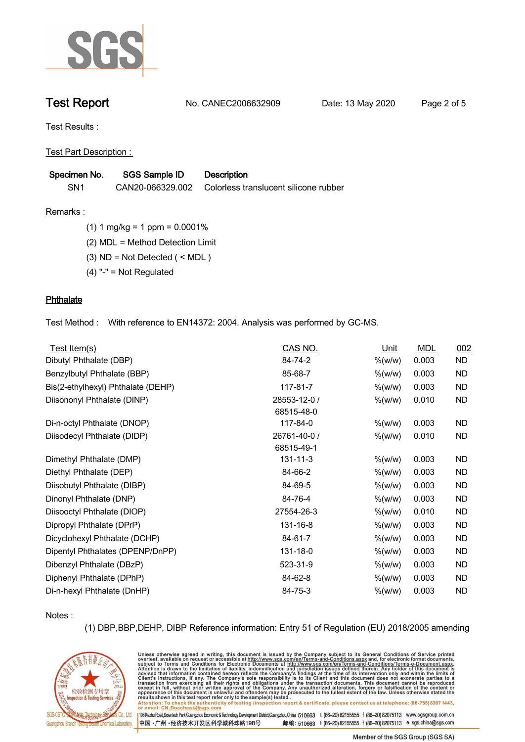# Test Report

No. CANEC2006632909 Date: 13 May 2020

Test Results :

Test Part Description :

| Specimen No. | SGS Sample ID | Description |
|---|---|---|
| SN1 | CAN20-066329.002 | Colorless translucent silicone rubber |

Remarks :

(1) 1 mg/kg = 1 ppm = 0.0001%

(2) MDL = Method Detection Limit

(3) ND = Not Detected ( < MDL )

(4) "-" = Not Regulated

## Phthalate

Test Method : With reference to EN14372: 2004. Analysis was performed by GC-MS.

| Test Item(s) | CAS NO. | Unit | MDL | 002 |
|---|---|---|---|---|
| Dibutyl Phthalate (DBP) | 84-74-2 | %(w/w) | 0.003 | ND |
| Benzylbutyl Phthalate (BBP) | 85-68-7 | %(w/w) | 0.003 | ND |
| Bis(2-ethylhexyl) Phthalate (DEHP) | 117-81-7 | %(w/w) | 0.003 | ND |
| Diisononyl Phthalate (DINP) | 28553-12-0 / 68515-48-0 | %(w/w) | 0.010 | ND |
| Di-n-octyl Phthalate (DNOP) | 117-84-0 | %(w/w) | 0.003 | ND |
| Diisodecyl Phthalate (DIDP) | 26761-40-0 / 68515-49-1 | %(w/w) | 0.010 | ND |
| Dimethyl Phthalate (DMP) | 131-11-3 | %(w/w) | 0.003 | ND |
| Diethyl Phthalate (DEP) | 84-66-2 | %(w/w) | 0.003 | ND |
| Diisobutyl Phthalate (DIBP) | 84-69-5 | %(w/w) | 0.003 | ND |
| Dinonyl Phthalate (DNP) | 84-76-4 | %(w/w) | 0.003 | ND |
| Diisooctyl Phthalate (DIOP) | 27554-26-3 | %(w/w) | 0.010 | ND |
| Dipropyl Phthalate (DPrP) | 131-16-8 | %(w/w) | 0.003 | ND |
| Dicyclohexyl Phthalate (DCHP) | 84-61-7 | %(w/w) | 0.003 | ND |
| Dipentyl Phthalates (DPENP/DnPP) | 131-18-0 | %(w/w) | 0.003 | ND |
| Dibenzyl Phthalate (DBzP) | 523-31-9 | %(w/w) | 0.003 | ND |
| Diphenyl Phthalate (DPhP) | 84-62-8 | %(w/w) | 0.003 | ND |
| Di-n-hexyl Phthalate (DnHP) | 84-75-3 | %(w/w) | 0.003 | ND |

Notes :

(1) DBP,BBP,DEHP, DIBP Reference information: Entry 51 of Regulation (EU) 2018/2005 amending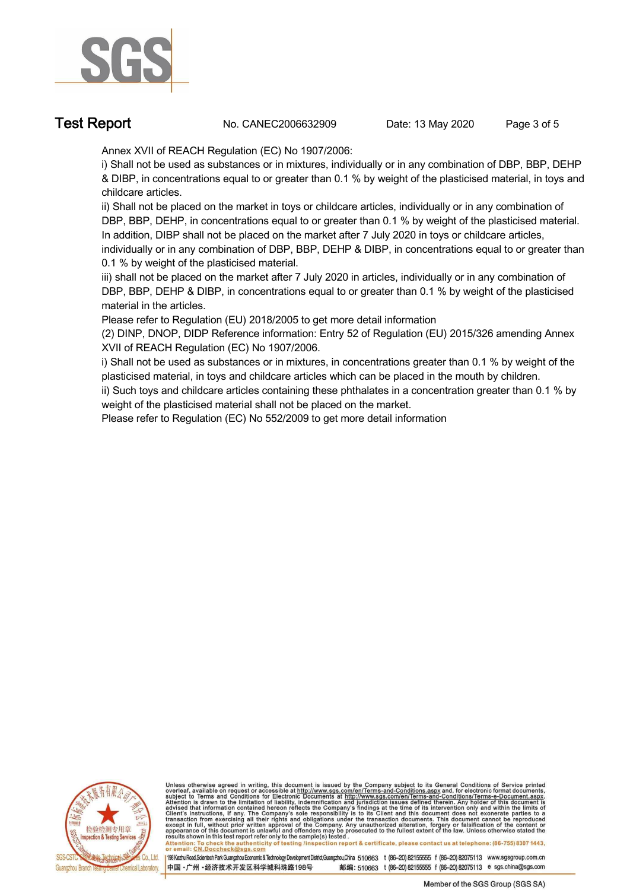Annex XVII of REACH Regulation (EC) No 1907/2006:

i) Shall not be used as substances or in mixtures, individually or in any combination of DBP, BBP, DEHP & DIBP, in concentrations equal to or greater than 0.1 % by weight of the plasticised material, in toys and childcare articles.

ii) Shall not be placed on the market in toys or childcare articles, individually or in any combination of DBP, BBP, DEHP, in concentrations equal to or greater than 0.1 % by weight of the plasticised material. In addition, DIBP shall not be placed on the market after 7 July 2020 in toys or childcare articles, individually or in any combination of DBP, BBP, DEHP & DIBP, in concentrations equal to or greater than 0.1 % by weight of the plasticised material.

iii) shall not be placed on the market after 7 July 2020 in articles, individually or in any combination of DBP, BBP, DEHP & DIBP, in concentrations equal to or greater than 0.1 % by weight of the plasticised material in the articles.

Please refer to Regulation (EU) 2018/2005 to get more detail information

(2) DINP, DNOP, DIDP Reference information: Entry 52 of Regulation (EU) 2015/326 amending Annex XVII of REACH Regulation (EC) No 1907/2006.

i) Shall not be used as substances or in mixtures, in concentrations greater than 0.1 % by weight of the plasticised material, in toys and childcare articles which can be placed in the mouth by children.

ii) Such toys and childcare articles containing these phthalates in a concentration greater than 0.1 % by weight of the plasticised material shall not be placed on the market.

Please refer to Regulation (EC) No 552/2009 to get more detail information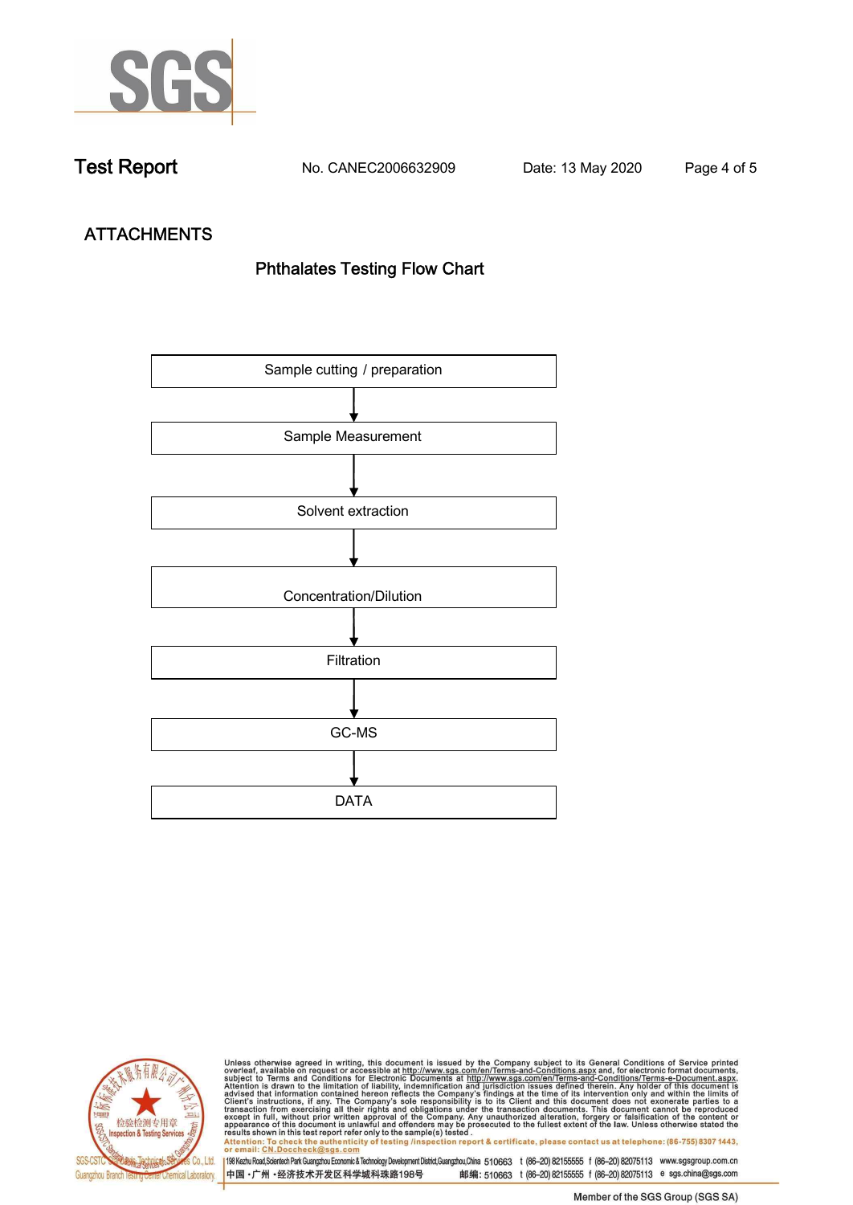## Test Report

No. CANEC2006632909 Date: 13 May 2020

## ATTACHMENTS

### Phthalates Testing Flow Chart

Sample cutting / preparation

↓

Sample Measurement

↓

Solvent extraction

↓

Concentration/Dilution

↓

Filtration

↓

GC-MS

↓

DATA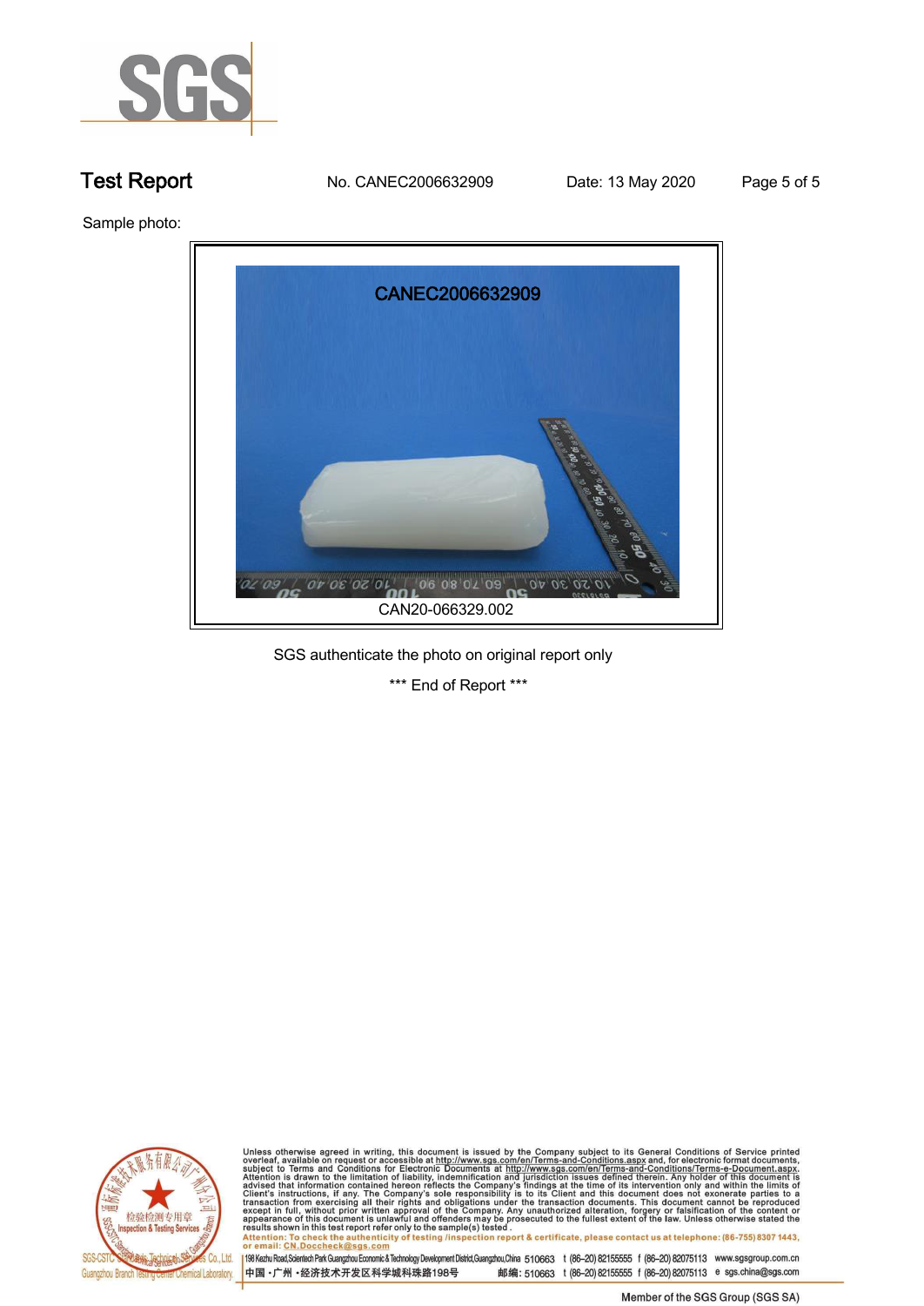Sample photo:

CAN20-066329.002

SGS authenticate the photo on original report only

\*\*\* End of Report \*\*\*